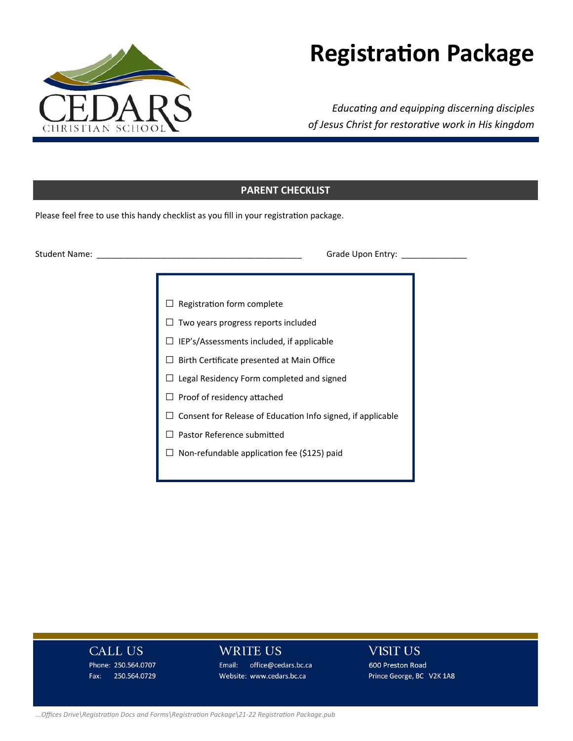CEDARS CHRISTIAN SCHOOL

# Registration Package

*Educating and equipping discerning disciples of Jesus Christ for restorative work in His kingdom*

## PARENT CHECKLIST

Please feel free to use this handy checklist as you fill in your registration package.

Student Name: ____________________________________________ Grade Upon Entry: ______________

- ☐ Registration form complete
- ☐ Two years progress reports included
- ☐ IEP's/Assessments included, if applicable
- ☐ Birth Certificate presented at Main Office
- ☐ Legal Residency Form completed and signed
- ☐ Proof of residency attached
- ☐ Consent for Release of Education Info signed, if applicable
- ☐ Pastor Reference submitted
- ☐ Non-refundable application fee ($125) paid

**CALL US**
Phone: 250.564.0707
Fax: 250.564.0729

**WRITE US**
Email: office@cedars.bc.ca
Website: www.cedars.bc.ca

**VISIT US**
600 Preston Road
Prince George, BC V2K 1A8

*...Offices Drive\Registration Docs and Forms\Registration Package\21-22 Registration Package.pub*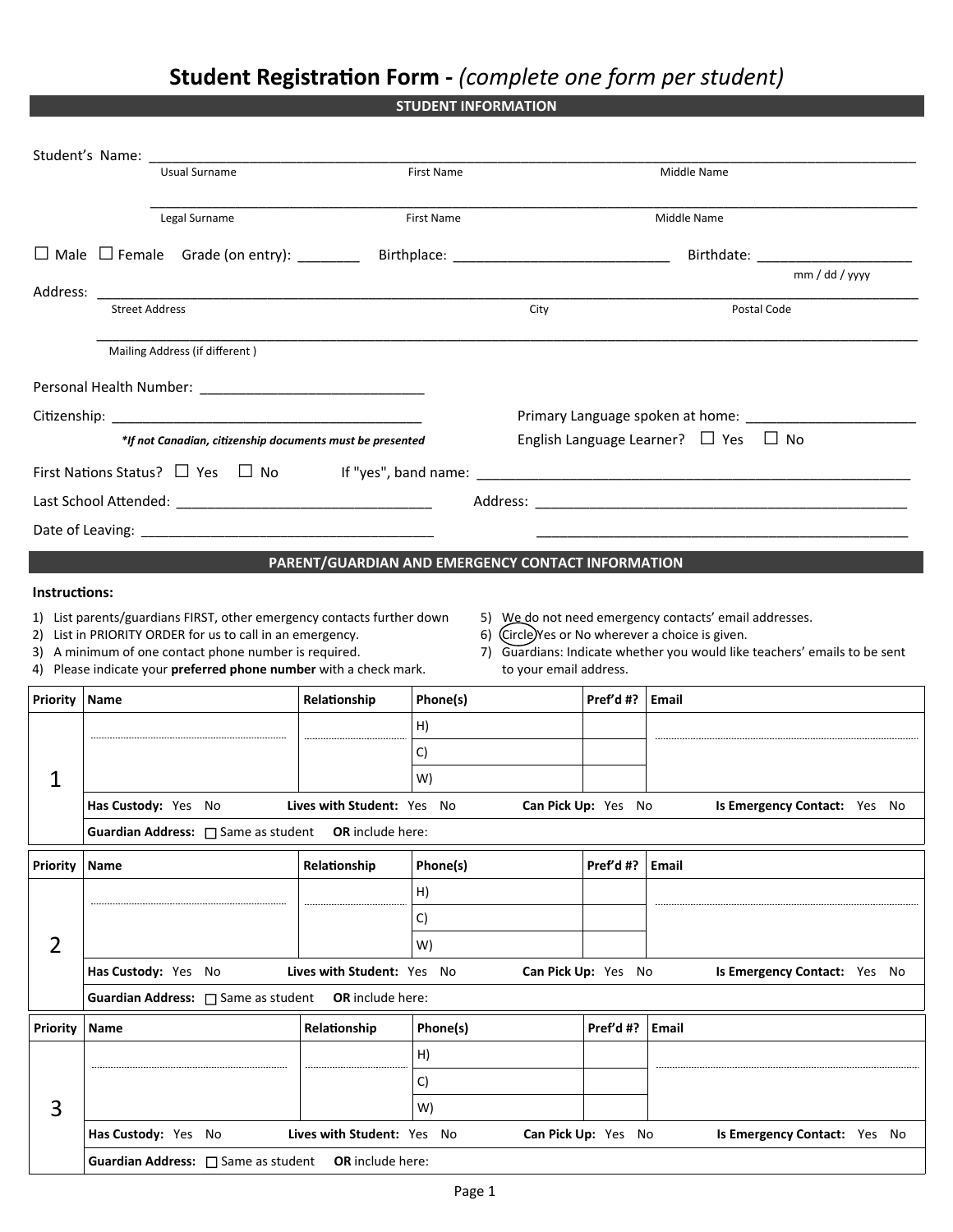# Student Registration Form - *(complete one form per student)*

## STUDENT INFORMATION

Student's Name: ______________________________________________________________
Usual Surname | First Name | Middle Name

______________________________________________________________
Legal Surname | First Name | Middle Name

☐ Male ☐ Female Grade (on entry): ________ Birthplace: ___________________________ Birthdate: ____________________
mm / dd / yyyy

Address: ______________________________________________________________
Street Address | City | Postal Code

______________________________________________________________
Mailing Address (if different )

Personal Health Number: ______________________________

Citizenship: __________________________________________
***If not Canadian, citizenship documents must be presented***

Primary Language spoken at home: ______________________

English Language Learner? ☐ Yes ☐ No

First Nations Status? ☐ Yes ☐ No If "yes", band name: ___________________________________________________

Last School Attended: _________________________________ Address: __________________________________________________

Date of Leaving: _____________________________________ __________________________________________________

## PARENT/GUARDIAN AND EMERGENCY CONTACT INFORMATION

**Instructions:**

1) List parents/guardians FIRST, other emergency contacts further down
2) List in PRIORITY ORDER for us to call in an emergency.
3) A minimum of one contact phone number is required.
4) Please indicate your **preferred phone number** with a check mark.
5) We do not need emergency contacts' email addresses.
6) Circle Yes or No wherever a choice is given.
7) Guardians: Indicate whether you would like teachers' emails to be sent to your email address.

| Priority | Name | Relationship | Phone(s) | Pref'd #? | Email |
|---|---|---|---|---|---|
| 1 | | | H) | | |
| | | | C) | | |
| | | | W) | | |
| | **Has Custody:** Yes No | **Lives with Student:** Yes No | **Can Pick Up:** Yes No | | **Is Emergency Contact:** Yes No |
| | **Guardian Address:** ☐ Same as student **OR** include here: | | | | |

| Priority | Name | Relationship | Phone(s) | Pref'd #? | Email |
|---|---|---|---|---|---|
| 2 | | | H) | | |
| | | | C) | | |
| | | | W) | | |
| | **Has Custody:** Yes No | **Lives with Student:** Yes No | **Can Pick Up:** Yes No | | **Is Emergency Contact:** Yes No |
| | **Guardian Address:** ☐ Same as student **OR** include here: | | | | |

| Priority | Name | Relationship | Phone(s) | Pref'd #? | Email |
|---|---|---|---|---|---|
| 3 | | | H) | | |
| | | | C) | | |
| | | | W) | | |
| | **Has Custody:** Yes No | **Lives with Student:** Yes No | **Can Pick Up:** Yes No | | **Is Emergency Contact:** Yes No |
| | **Guardian Address:** ☐ Same as student **OR** include here: | | | | |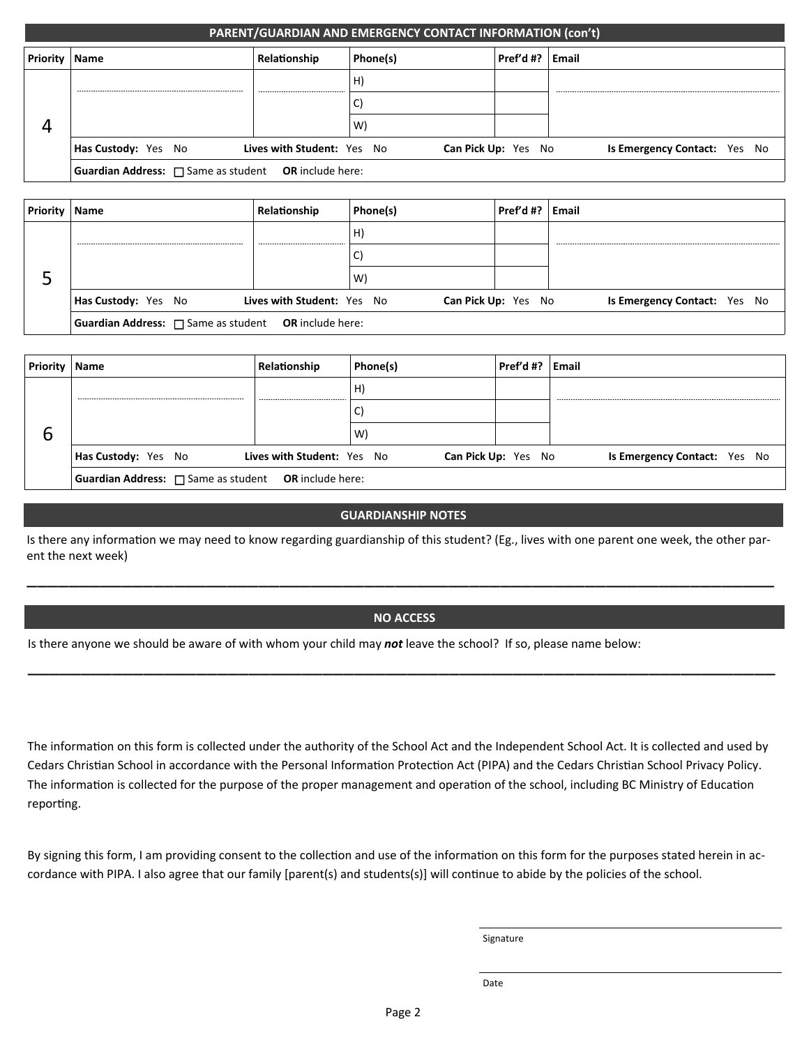## PARENT/GUARDIAN AND EMERGENCY CONTACT INFORMATION (con't)

| Priority | Name | Relationship | Phone(s) | Pref'd #? | Email |
|---|---|---|---|---|---|
| 4 | | | H) | | |
| | | | C) | | |
| | | | W) | | |
| | **Has Custody:** Yes No | **Lives with Student:** Yes No | **Can Pick Up:** Yes No | | **Is Emergency Contact:** Yes No |
| | **Guardian Address:** ☐ Same as student **OR** include here: | | | | |

| Priority | Name | Relationship | Phone(s) | Pref'd #? | Email |
|---|---|---|---|---|---|
| 5 | | | H) | | |
| | | | C) | | |
| | | | W) | | |
| | **Has Custody:** Yes No | **Lives with Student:** Yes No | **Can Pick Up:** Yes No | | **Is Emergency Contact:** Yes No |
| | **Guardian Address:** ☐ Same as student **OR** include here: | | | | |

| Priority | Name | Relationship | Phone(s) | Pref'd #? | Email |
|---|---|---|---|---|---|
| 6 | | | H) | | |
| | | | C) | | |
| | | | W) | | |
| | **Has Custody:** Yes No | **Lives with Student:** Yes No | **Can Pick Up:** Yes No | | **Is Emergency Contact:** Yes No |
| | **Guardian Address:** ☐ Same as student **OR** include here: | | | | |

## GUARDIANSHIP NOTES

Is there any information we may need to know regarding guardianship of this student? (Eg., lives with one parent one week, the other parent the next week)

\_\_\_\_\_\_\_\_\_\_\_\_\_\_\_\_\_\_\_\_\_\_\_\_\_\_\_\_\_\_\_\_\_\_\_\_\_\_\_\_\_\_\_\_\_\_\_\_\_\_\_\_\_\_\_\_\_\_\_\_\_\_\_\_\_\_\_\_\_\_\_\_\_\_\_\_

## NO ACCESS

Is there anyone we should be aware of with whom your child may ***not*** leave the school? If so, please name below:

\_\_\_\_\_\_\_\_\_\_\_\_\_\_\_\_\_\_\_\_\_\_\_\_\_\_\_\_\_\_\_\_\_\_\_\_\_\_\_\_\_\_\_\_\_\_\_\_\_\_\_\_\_\_\_\_\_\_\_\_\_\_\_\_\_\_\_\_\_\_\_\_\_\_\_\_

The information on this form is collected under the authority of the School Act and the Independent School Act. It is collected and used by Cedars Christian School in accordance with the Personal Information Protection Act (PIPA) and the Cedars Christian School Privacy Policy. The information is collected for the purpose of the proper management and operation of the school, including BC Ministry of Education reporting.

By signing this form, I am providing consent to the collection and use of the information on this form for the purposes stated herein in accordance with PIPA. I also agree that our family [parent(s) and students(s)] will continue to abide by the policies of the school.

\_\_\_\_\_\_\_\_\_\_\_\_\_\_\_\_\_\_\_\_\_\_\_\_\_\_\_\_\_\_
Signature

\_\_\_\_\_\_\_\_\_\_\_\_\_\_\_\_\_\_\_\_\_\_\_\_\_\_\_\_\_\_
Date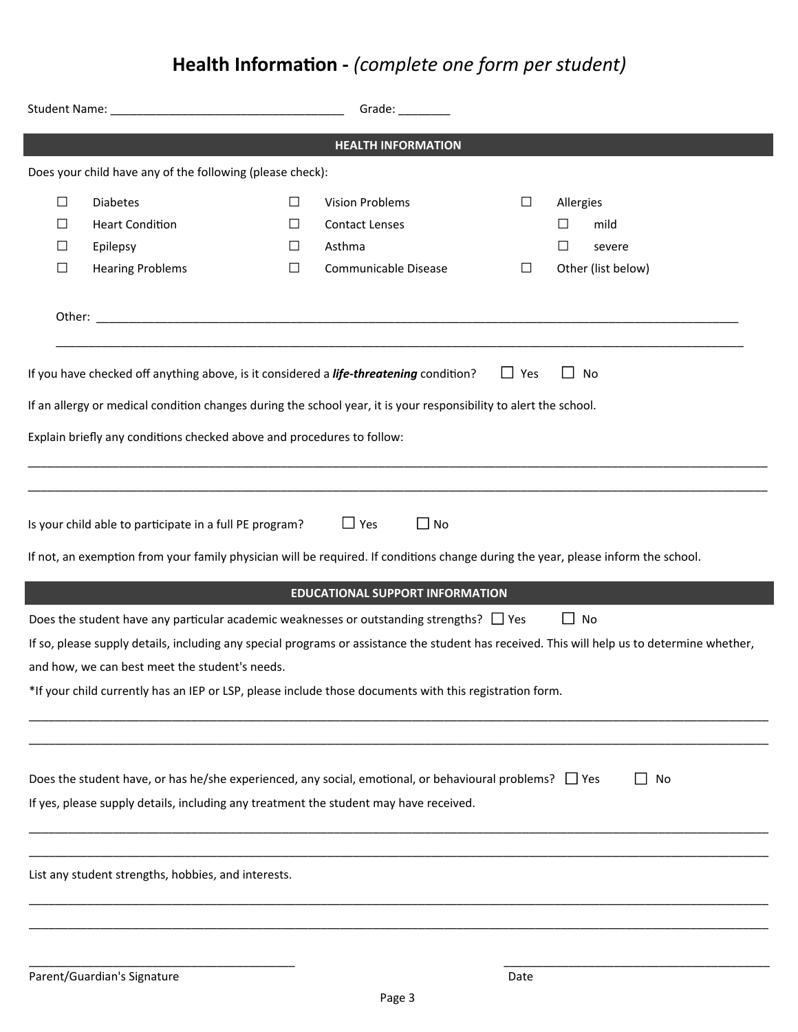# Health Information - *(complete one form per student)*

Student Name: ___________________________________ Grade: ________

## HEALTH INFORMATION

Does your child have any of the following (please check):

| | | | | | |
|---|---|---|---|---|---|
| ☐ | Diabetes | ☐ | Vision Problems | ☐ | Allergies |
| ☐ | Heart Condition | ☐ | Contact Lenses | | ☐ mild |
| ☐ | Epilepsy | ☐ | Asthma | | ☐ severe |
| ☐ | Hearing Problems | ☐ | Communicable Disease | ☐ | Other (list below) |

Other: ____________________________________________________________________________________________

____________________________________________________________________________________________

If you have checked off anything above, is it considered a ***life-threatening*** condition? ☐ Yes ☐ No

If an allergy or medical condition changes during the school year, it is your responsibility to alert the school.

Explain briefly any conditions checked above and procedures to follow:

____________________________________________________________________________________________

____________________________________________________________________________________________

Is your child able to participate in a full PE program? ☐ Yes ☐ No

If not, an exemption from your family physician will be required. If conditions change during the year, please inform the school.

## EDUCATIONAL SUPPORT INFORMATION

Does the student have any particular academic weaknesses or outstanding strengths? ☐ Yes ☐ No

If so, please supply details, including any special programs or assistance the student has received. This will help us to determine whether, and how, we can best meet the student's needs.

*If your child currently has an IEP or LSP, please include those documents with this registration form.

____________________________________________________________________________________________

____________________________________________________________________________________________

Does the student have, or has he/she experienced, any social, emotional, or behavioural problems? ☐ Yes ☐ No

If yes, please supply details, including any treatment the student may have received.

____________________________________________________________________________________________

____________________________________________________________________________________________

List any student strengths, hobbies, and interests.

____________________________________________________________________________________________

____________________________________________________________________________________________

_______________________________________ _______________________________________

Parent/Guardian's Signature Date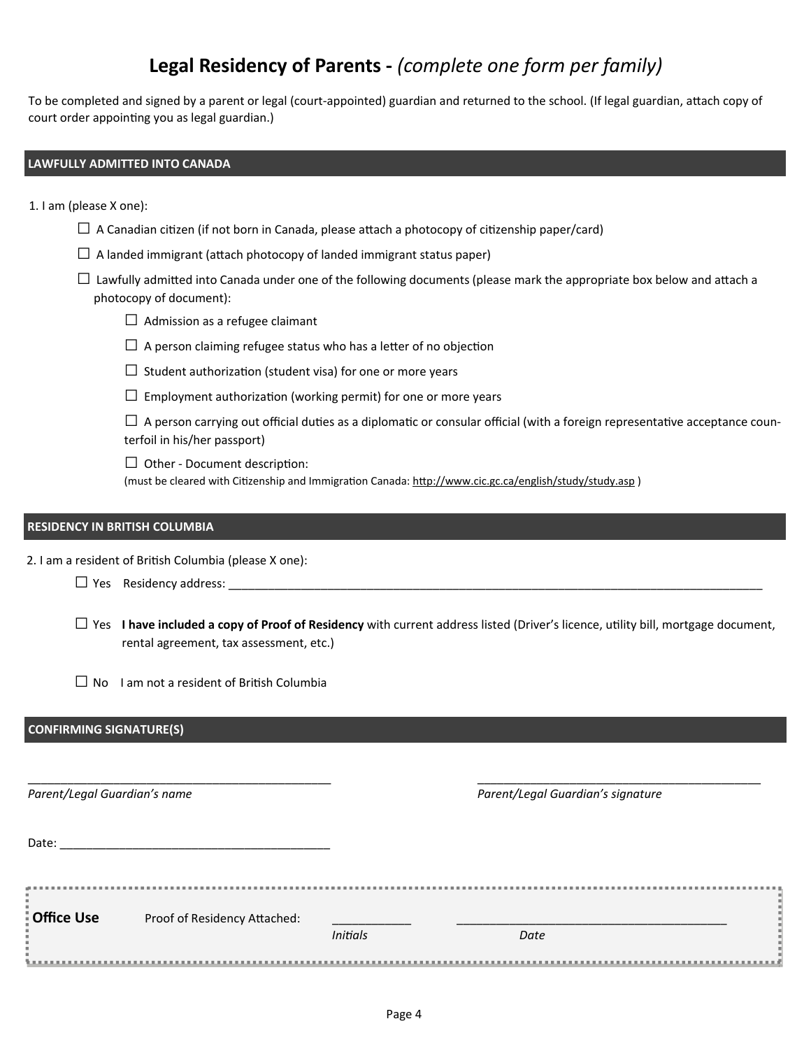# Legal Residency of Parents - *(complete one form per family)*

To be completed and signed by a parent or legal (court-appointed) guardian and returned to the school. (If legal guardian, attach copy of court order appointing you as legal guardian.)

## LAWFULLY ADMITTED INTO CANADA

1. I am (please X one):

   ☐ A Canadian citizen (if not born in Canada, please attach a photocopy of citizenship paper/card)

   ☐ A landed immigrant (attach photocopy of landed immigrant status paper)

   ☐ Lawfully admitted into Canada under one of the following documents (please mark the appropriate box below and attach a photocopy of document):

   - ☐ Admission as a refugee claimant
   - ☐ A person claiming refugee status who has a letter of no objection
   - ☐ Student authorization (student visa) for one or more years
   - ☐ Employment authorization (working permit) for one or more years
   - ☐ A person carrying out official duties as a diplomatic or consular official (with a foreign representative acceptance counterfoil in his/her passport)
   - ☐ Other - Document description:
     (must be cleared with Citizenship and Immigration Canada: http://www.cic.gc.ca/english/study/study.asp )

## RESIDENCY IN BRITISH COLUMBIA

2. I am a resident of British Columbia (please X one):

   ☐ Yes Residency address: ______________________________________________________________

   ☐ Yes **I have included a copy of Proof of Residency** with current address listed (Driver's licence, utility bill, mortgage document, rental agreement, tax assessment, etc.)

   ☐ No I am not a resident of British Columbia

## CONFIRMING SIGNATURE(S)

______________________________________ *Parent/Legal Guardian's name*

______________________________________ *Parent/Legal Guardian's signature*

Date: ____________________________________

**Office Use** Proof of Residency Attached: ___________ *Initials* ____________________________ *Date*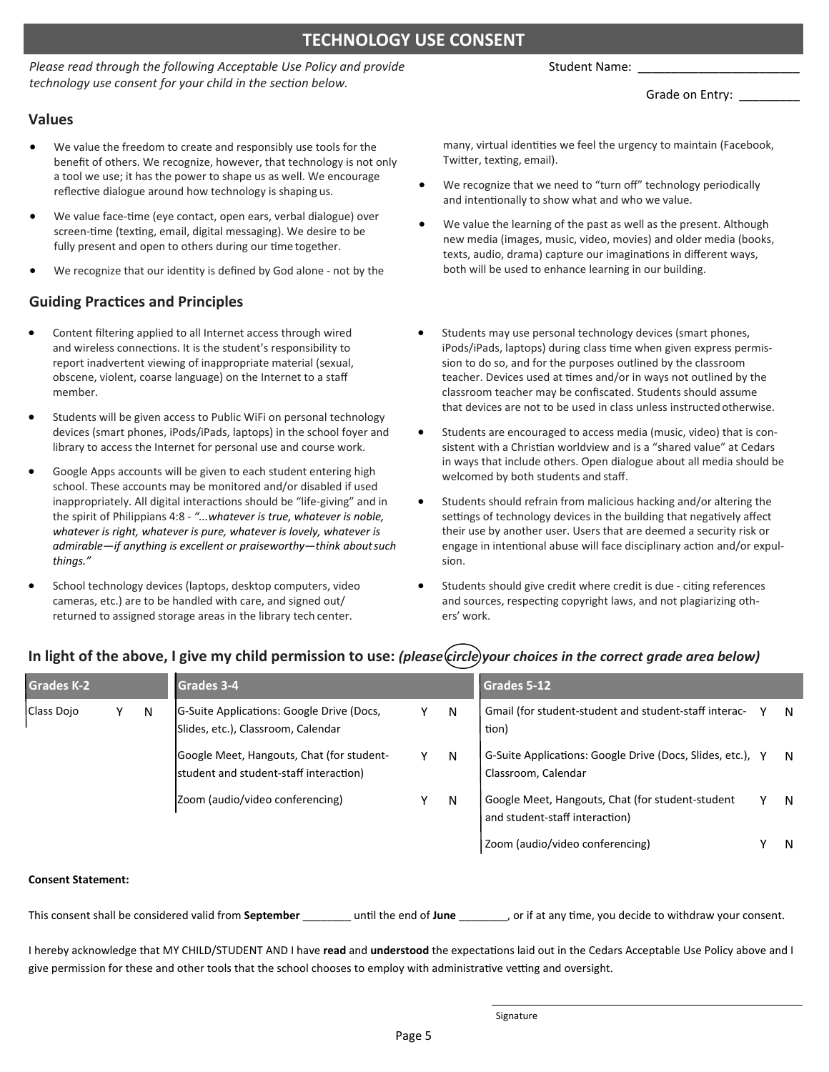# TECHNOLOGY USE CONSENT

*Please read through the following Acceptable Use Policy and provide technology use consent for your child in the section below.*

Student Name: ________________________

Grade on Entry: _________

## Values

- We value the freedom to create and responsibly use tools for the benefit of others. We recognize, however, that technology is not only a tool we use; it has the power to shape us as well. We encourage reflective dialogue around how technology is shaping us.
- We value face-time (eye contact, open ears, verbal dialogue) over screen-time (texting, email, digital messaging). We desire to be fully present and open to others during our time together.
- We recognize that our identity is defined by God alone - not by the many, virtual identities we feel the urgency to maintain (Facebook, Twitter, texting, email).
- We recognize that we need to "turn off" technology periodically and intentionally to show what and who we value.
- We value the learning of the past as well as the present. Although new media (images, music, video, movies) and older media (books, texts, audio, drama) capture our imaginations in different ways, both will be used to enhance learning in our building.

## Guiding Practices and Principles

- Content filtering applied to all Internet access through wired and wireless connections. It is the student's responsibility to report inadvertent viewing of inappropriate material (sexual, obscene, violent, coarse language) on the Internet to a staff member.
- Students will be given access to Public WiFi on personal technology devices (smart phones, iPods/iPads, laptops) in the school foyer and library to access the Internet for personal use and course work.
- Google Apps accounts will be given to each student entering high school. These accounts may be monitored and/or disabled if used inappropriately. All digital interactions should be "life-giving" and in the spirit of Philippians 4:8 - *"...whatever is true, whatever is noble, whatever is right, whatever is pure, whatever is lovely, whatever is admirable—if anything is excellent or praiseworthy—think about such things."*
- School technology devices (laptops, desktop computers, video cameras, etc.) are to be handled with care, and signed out/ returned to assigned storage areas in the library tech center.
- Students may use personal technology devices (smart phones, iPods/iPads, laptops) during class time when given express permission to do so, and for the purposes outlined by the classroom teacher. Devices used at times and/or in ways not outlined by the classroom teacher may be confiscated. Students should assume that devices are not to be used in class unless instructed otherwise.
- Students are encouraged to access media (music, video) that is consistent with a Christian worldview and is a "shared value" at Cedars in ways that include others. Open dialogue about all media should be welcomed by both students and staff.
- Students should refrain from malicious hacking and/or altering the settings of technology devices in the building that negatively affect their use by another user. Users that are deemed a security risk or engage in intentional abuse will face disciplinary action and/or expulsion.
- Students should give credit where credit is due - citing references and sources, respecting copyright laws, and not plagiarizing others' work.

## In light of the above, I give my child permission to use: *(please circle your choices in the correct grade area below)*

| Grades K-2 | | | Grades 3-4 | | | Grades 5-12 | | |
|---|---|---|---|---|---|---|---|---|
| Class Dojo | Y | N | G-Suite Applications: Google Drive (Docs, Slides, etc.), Classroom, Calendar | Y | N | Gmail (for student-student and student-staff interaction) | Y | N |
| | | | Google Meet, Hangouts, Chat (for student-student and student-staff interaction) | Y | N | G-Suite Applications: Google Drive (Docs, Slides, etc.), Classroom, Calendar | Y | N |
| | | | Zoom (audio/video conferencing) | Y | N | Google Meet, Hangouts, Chat (for student-student and student-staff interaction) | Y | N |
| | | | | | | Zoom (audio/video conferencing) | Y | N |

**Consent Statement:**

This consent shall be considered valid from **September** ________ until the end of **June** ________, or if at any time, you decide to withdraw your consent.

I hereby acknowledge that MY CHILD/STUDENT AND I have **read** and **understood** the expectations laid out in the Cedars Acceptable Use Policy above and I give permission for these and other tools that the school chooses to employ with administrative vetting and oversight.

______________________________

Signature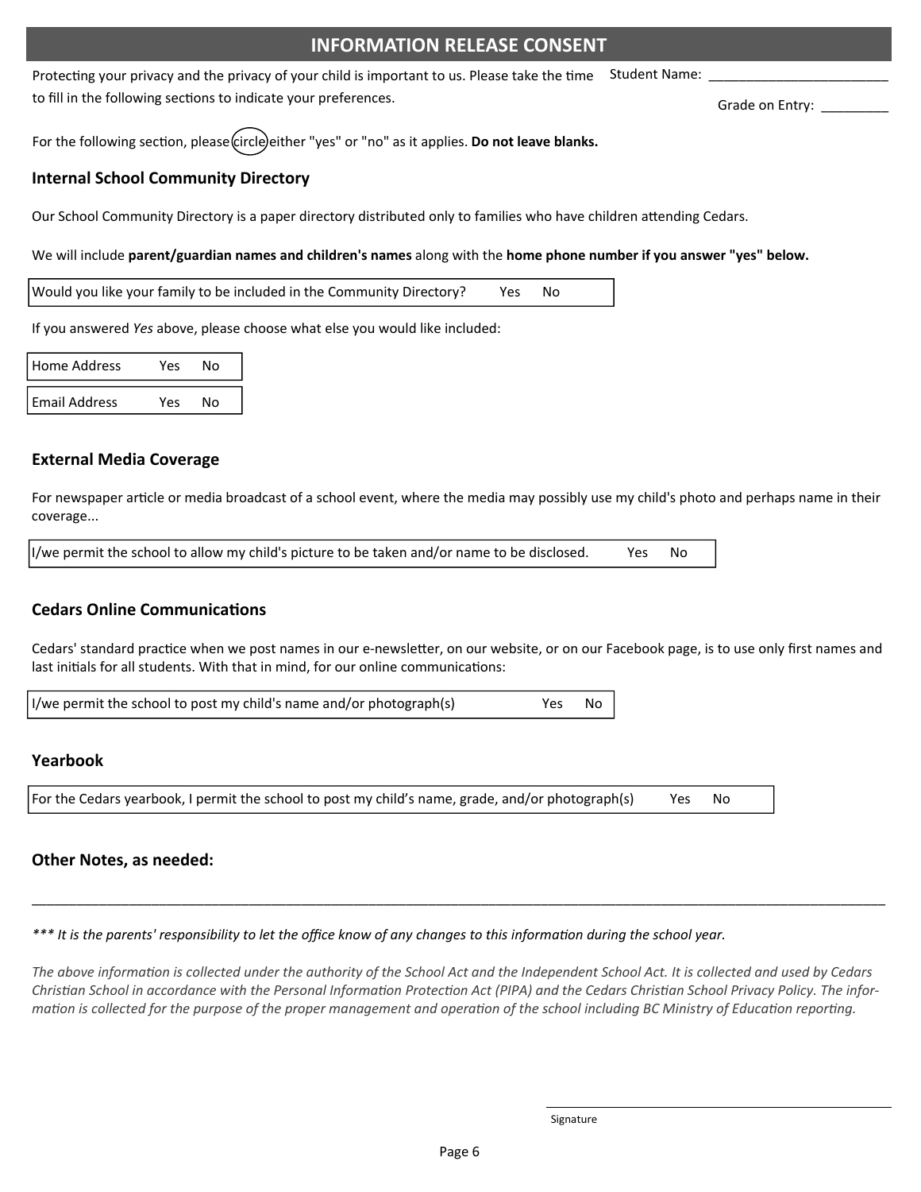## INFORMATION RELEASE CONSENT

Protecting your privacy and the privacy of your child is important to us. Please take the time to fill in the following sections to indicate your preferences.

Student Name: ________________________

Grade on Entry: _________

For the following section, please circle either "yes" or "no" as it applies. **Do not leave blanks.**

### Internal School Community Directory

Our School Community Directory is a paper directory distributed only to families who have children attending Cedars.

We will include **parent/guardian names and children's names** along with the **home phone number if you answer "yes" below.**

| Would you like your family to be included in the Community Directory? | Yes | No |
|---|---|---|

If you answered *Yes* above, please choose what else you would like included:

| Home Address | Yes | No |
|---|---|---|
| Email Address | Yes | No |

### External Media Coverage

For newspaper article or media broadcast of a school event, where the media may possibly use my child's photo and perhaps name in their coverage...

| I/we permit the school to allow my child's picture to be taken and/or name to be disclosed. | Yes | No |
|---|---|---|

### Cedars Online Communications

Cedars' standard practice when we post names in our e-newsletter, on our website, or on our Facebook page, is to use only first names and last initials for all students. With that in mind, for our online communications:

| I/we permit the school to post my child's name and/or photograph(s) | Yes | No |
|---|---|---|

### Yearbook

| For the Cedars yearbook, I permit the school to post my child's name, grade, and/or photograph(s) | Yes | No |
|---|---|---|

### Other Notes, as needed:

_______________________________________________________________________________________________

*** It is the parents' responsibility to let the office know of any changes to this information during the school year.*

*The above information is collected under the authority of the School Act and the Independent School Act. It is collected and used by Cedars Christian School in accordance with the Personal Information Protection Act (PIPA) and the Cedars Christian School Privacy Policy. The information is collected for the purpose of the proper management and operation of the school including BC Ministry of Education reporting.*

_______________________________
Signature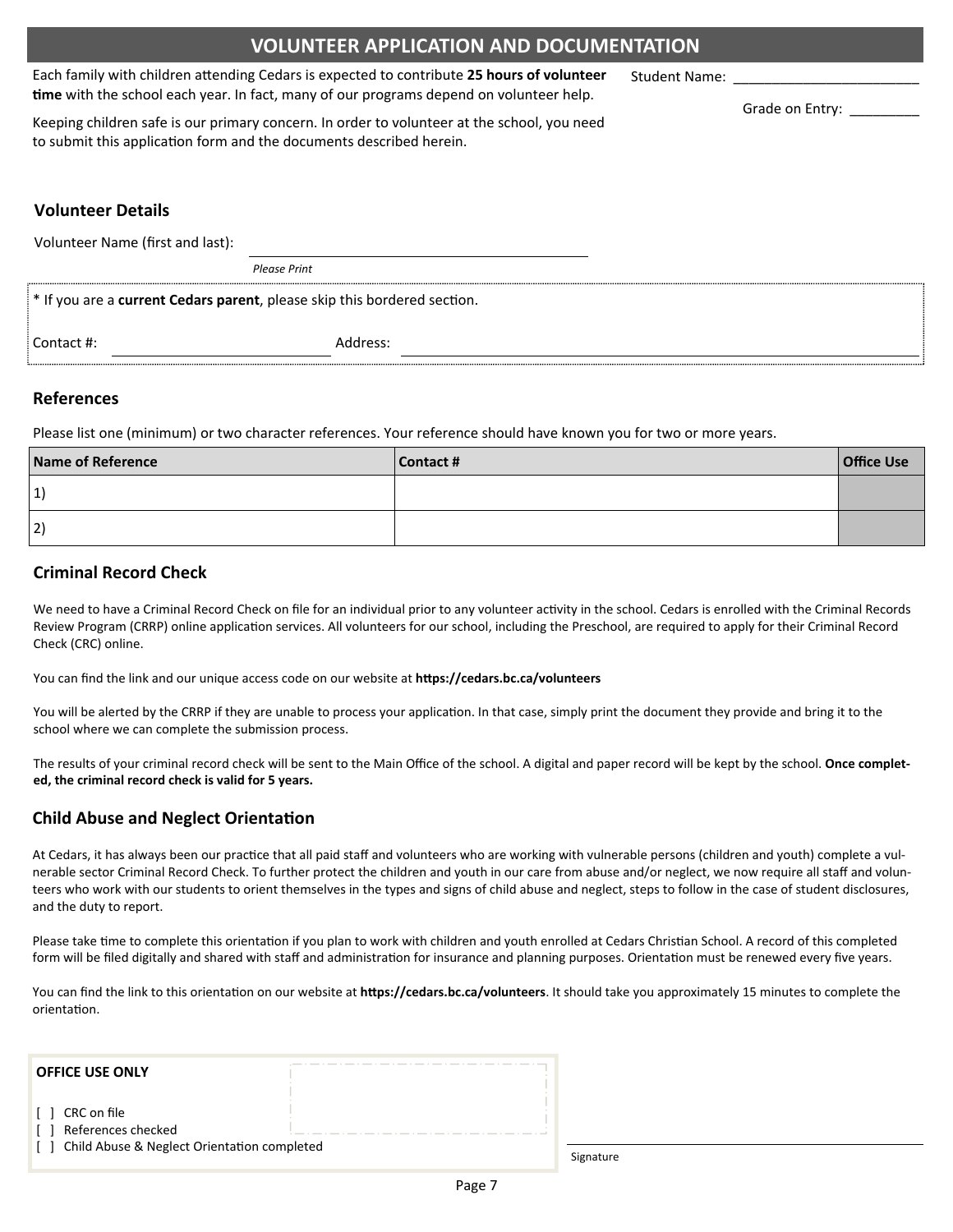# VOLUNTEER APPLICATION AND DOCUMENTATION

Each family with children attending Cedars is expected to contribute **25 hours of volunteer time** with the school each year. In fact, many of our programs depend on volunteer help.

Keeping children safe is our primary concern. In order to volunteer at the school, you need to submit this application form and the documents described herein.

Student Name: ________________________

Grade on Entry: _________

## Volunteer Details

Volunteer Name (first and last): ______________________________________

*Please Print*

* If you are a **current Cedars parent**, please skip this bordered section.

Contact #: ______________________ Address: ______________________________________________________

## References

Please list one (minimum) or two character references. Your reference should have known you for two or more years.

| Name of Reference | Contact # | Office Use |
|---|---|---|
| 1) | | |
| 2) | | |

## Criminal Record Check

We need to have a Criminal Record Check on file for an individual prior to any volunteer activity in the school. Cedars is enrolled with the Criminal Records Review Program (CRRP) online application services. All volunteers for our school, including the Preschool, are required to apply for their Criminal Record Check (CRC) online.

You can find the link and our unique access code on our website at **https://cedars.bc.ca/volunteers**

You will be alerted by the CRRP if they are unable to process your application. In that case, simply print the document they provide and bring it to the school where we can complete the submission process.

The results of your criminal record check will be sent to the Main Office of the school. A digital and paper record will be kept by the school. **Once completed, the criminal record check is valid for 5 years.**

## Child Abuse and Neglect Orientation

At Cedars, it has always been our practice that all paid staff and volunteers who are working with vulnerable persons (children and youth) complete a vulnerable sector Criminal Record Check. To further protect the children and youth in our care from abuse and/or neglect, we now require all staff and volunteers who work with our students to orient themselves in the types and signs of child abuse and neglect, steps to follow in the case of student disclosures, and the duty to report.

Please take time to complete this orientation if you plan to work with children and youth enrolled at Cedars Christian School. A record of this completed form will be filed digitally and shared with staff and administration for insurance and planning purposes. Orientation must be renewed every five years.

You can find the link to this orientation on our website at **https://cedars.bc.ca/volunteers**. It should take you approximately 15 minutes to complete the orientation.

**OFFICE USE ONLY**

[ ] CRC on file
[ ] References checked
[ ] Child Abuse & Neglect Orientation completed

______________________________________
Signature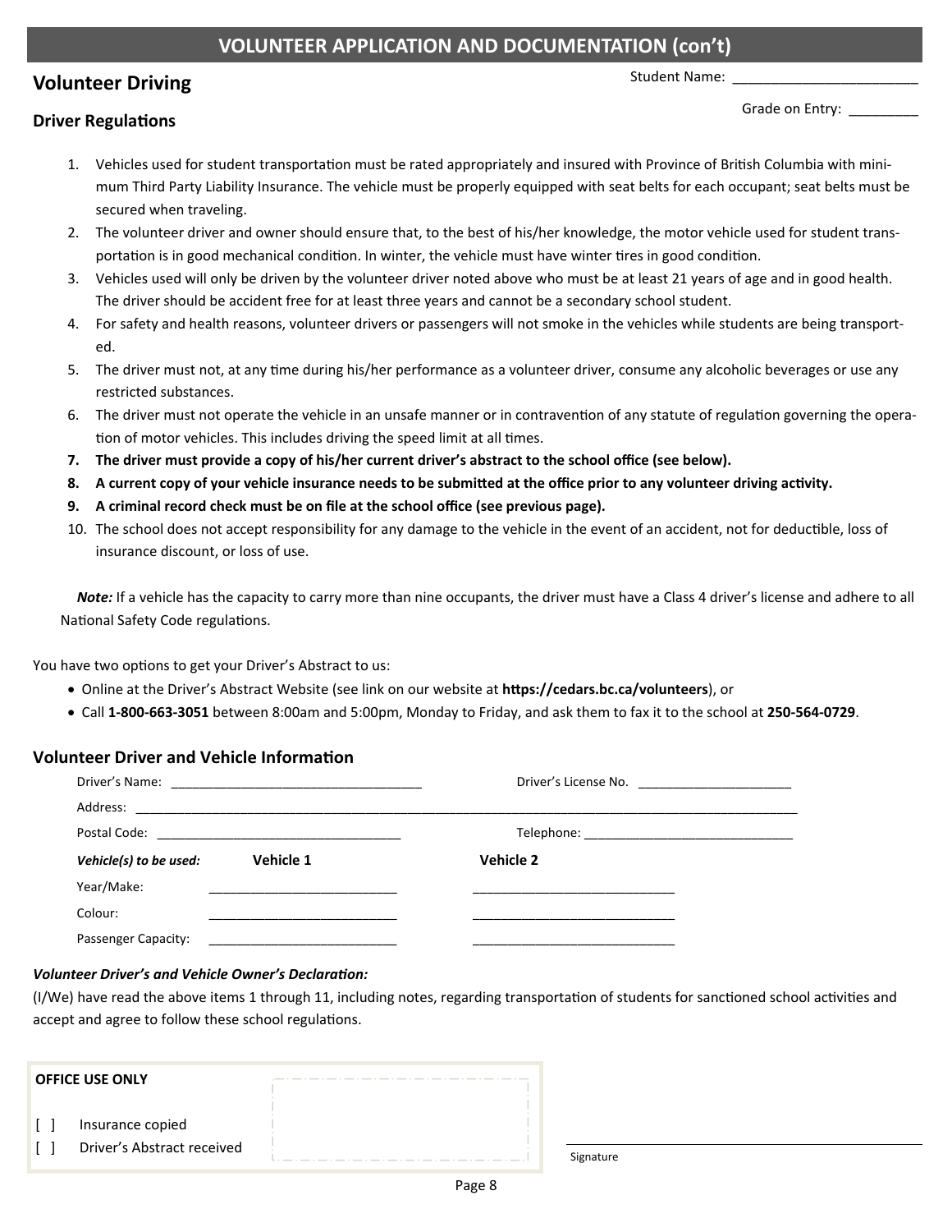## VOLUNTEER APPLICATION AND DOCUMENTATION (con't)

### Volunteer Driving

Student Name: ________________________

Grade on Entry: _________

#### Driver Regulations

1. Vehicles used for student transportation must be rated appropriately and insured with Province of British Columbia with minimum Third Party Liability Insurance. The vehicle must be properly equipped with seat belts for each occupant; seat belts must be secured when traveling.
2. The volunteer driver and owner should ensure that, to the best of his/her knowledge, the motor vehicle used for student transportation is in good mechanical condition. In winter, the vehicle must have winter tires in good condition.
3. Vehicles used will only be driven by the volunteer driver noted above who must be at least 21 years of age and in good health. The driver should be accident free for at least three years and cannot be a secondary school student.
4. For safety and health reasons, volunteer drivers or passengers will not smoke in the vehicles while students are being transported.
5. The driver must not, at any time during his/her performance as a volunteer driver, consume any alcoholic beverages or use any restricted substances.
6. The driver must not operate the vehicle in an unsafe manner or in contravention of any statute of regulation governing the operation of motor vehicles. This includes driving the speed limit at all times.
7. **The driver must provide a copy of his/her current driver's abstract to the school office (see below).**
8. **A current copy of your vehicle insurance needs to be submitted at the office prior to any volunteer driving activity.**
9. **A criminal record check must be on file at the school office (see previous page).**
10. The school does not accept responsibility for any damage to the vehicle in the event of an accident, not for deductible, loss of insurance discount, or loss of use.

***Note:*** If a vehicle has the capacity to carry more than nine occupants, the driver must have a Class 4 driver's license and adhere to all National Safety Code regulations.

You have two options to get your Driver's Abstract to us:

- Online at the Driver's Abstract Website (see link on our website at **https://cedars.bc.ca/volunteers**), or
- Call **1-800-663-3051** between 8:00am and 5:00pm, Monday to Friday, and ask them to fax it to the school at **250-564-0729**.

### Volunteer Driver and Vehicle Information

Driver's Name: ___________________________________ Driver's License No. _____________________

Address: ________________________________________________________________________________________________

Postal Code: ___________________________________ Telephone: _____________________________

| *Vehicle(s) to be used:* | **Vehicle 1** | **Vehicle 2** |
|---|---|---|
| Year/Make: | __________________________ | ____________________________ |
| Colour: | __________________________ | ____________________________ |
| Passenger Capacity: | __________________________ | ____________________________ |

***Volunteer Driver's and Vehicle Owner's Declaration:***

(I/We) have read the above items 1 through 11, including notes, regarding transportation of students for sanctioned school activities and accept and agree to follow these school regulations.

**OFFICE USE ONLY**

[ ] Insurance copied

[ ] Driver's Abstract received

_______________________________
Signature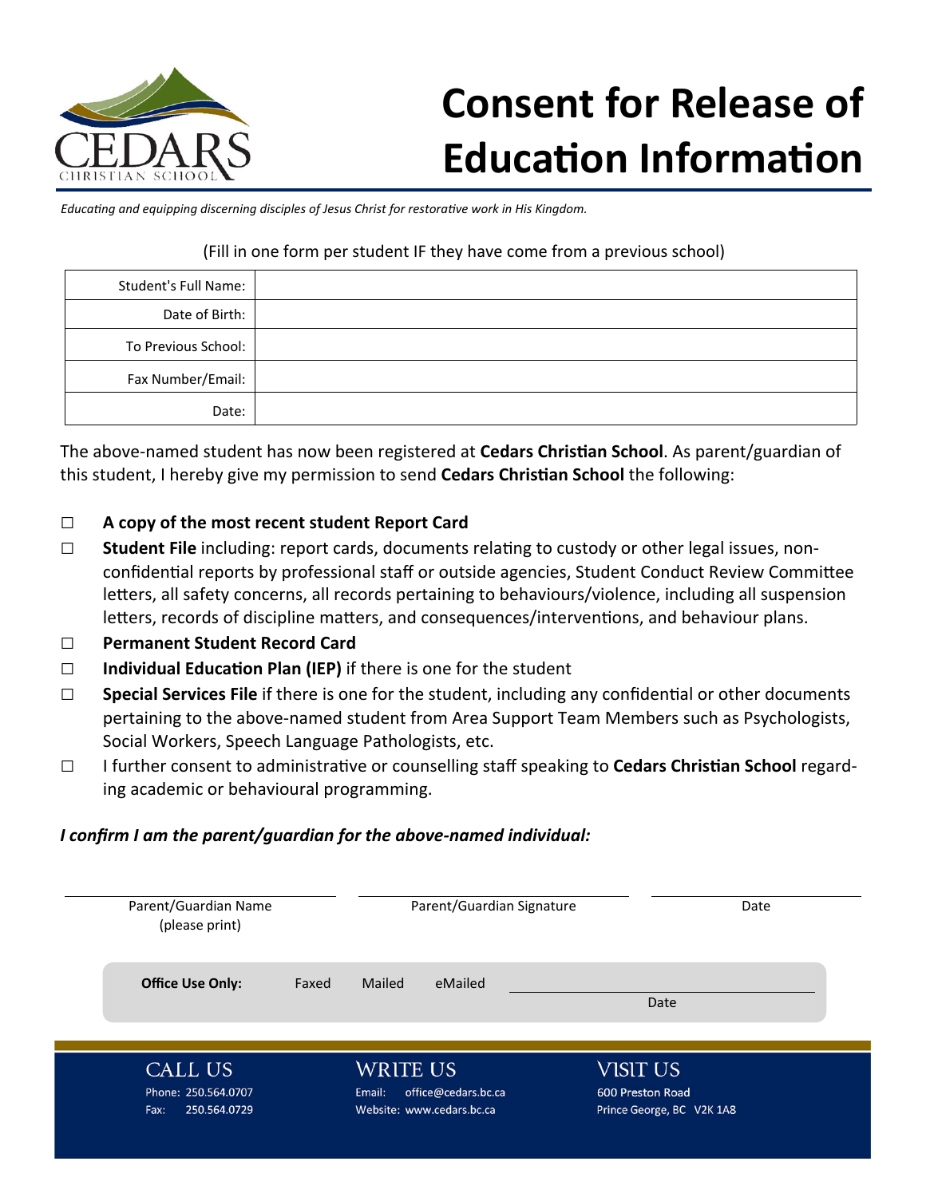CEDARS
CHRISTIAN SCHOOL

# Consent for Release of Education Information

*Educating and equipping discerning disciples of Jesus Christ for restorative work in His Kingdom.*

(Fill in one form per student IF they have come from a previous school)

| | |
|---|---|
| Student's Full Name: | |
| Date of Birth: | |
| To Previous School: | |
| Fax Number/Email: | |
| Date: | |

The above-named student has now been registered at **Cedars Christian School**. As parent/guardian of this student, I hereby give my permission to send **Cedars Christian School** the following:

- ☐ **A copy of the most recent student Report Card**
- ☐ **Student File** including: report cards, documents relating to custody or other legal issues, non-confidential reports by professional staff or outside agencies, Student Conduct Review Committee letters, all safety concerns, all records pertaining to behaviours/violence, including all suspension letters, records of discipline matters, and consequences/interventions, and behaviour plans.
- ☐ **Permanent Student Record Card**
- ☐ **Individual Education Plan (IEP)** if there is one for the student
- ☐ **Special Services File** if there is one for the student, including any confidential or other documents pertaining to the above-named student from Area Support Team Members such as Psychologists, Social Workers, Speech Language Pathologists, etc.
- ☐ I further consent to administrative or counselling staff speaking to **Cedars Christian School** regarding academic or behavioural programming.

***I confirm I am the parent/guardian for the above-named individual:***

| Parent/Guardian Name (please print) | Parent/Guardian Signature | Date |
|---|---|---|
| | | |

**Office Use Only:** Faxed Mailed eMailed ________________ Date

**CALL US**
Phone: 250.564.0707
Fax: 250.564.0729

**WRITE US**
Email: office@cedars.bc.ca
Website: www.cedars.bc.ca

**VISIT US**
600 Preston Road
Prince George, BC V2K 1A8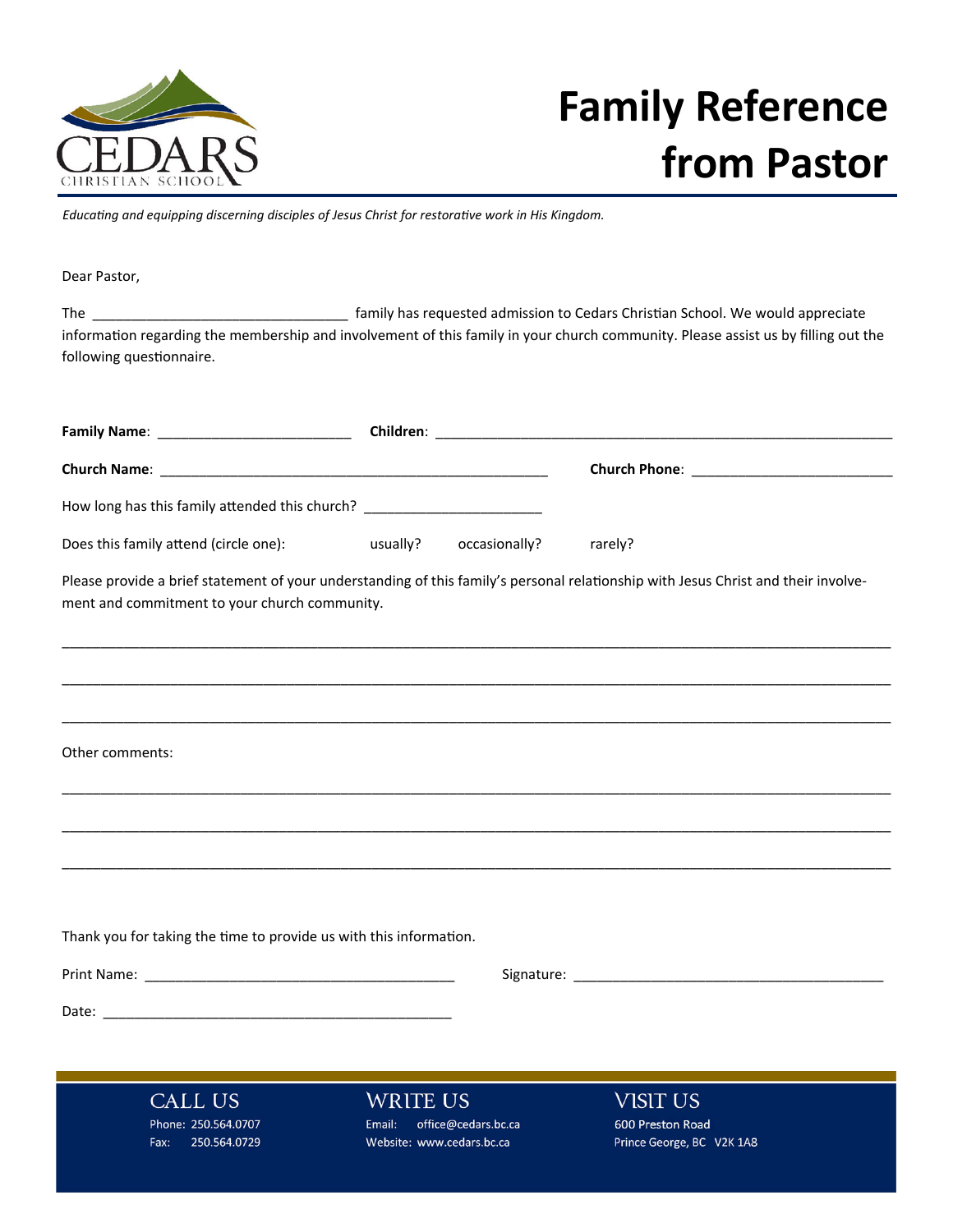CEDARS
CHRISTIAN SCHOOL

# Family Reference from Pastor

*Educating and equipping discerning disciples of Jesus Christ for restorative work in His Kingdom.*

Dear Pastor,

The ________________________________ family has requested admission to Cedars Christian School. We would appreciate information regarding the membership and involvement of this family in your church community. Please assist us by filling out the following questionnaire.

**Family Name**: _________________________ **Children**: __________________________________________________________

**Church Name**: __________________________________________________ **Church Phone**: _________________________

How long has this family attended this church? ______________________

Does this family attend (circle one): usually? occasionally? rarely?

Please provide a brief statement of your understanding of this family's personal relationship with Jesus Christ and their involvement and commitment to your church community.

______________________________________________________________________________________________

______________________________________________________________________________________________

______________________________________________________________________________________________

Other comments:

______________________________________________________________________________________________

______________________________________________________________________________________________

______________________________________________________________________________________________

Thank you for taking the time to provide us with this information.

Print Name: ________________________________________ Signature: ________________________________________

Date: ____________________________________________

**CALL US**
Phone: 250.564.0707
Fax: 250.564.0729

**WRITE US**
Email: office@cedars.bc.ca
Website: www.cedars.bc.ca

**VISIT US**
600 Preston Road
Prince George, BC V2K 1A8